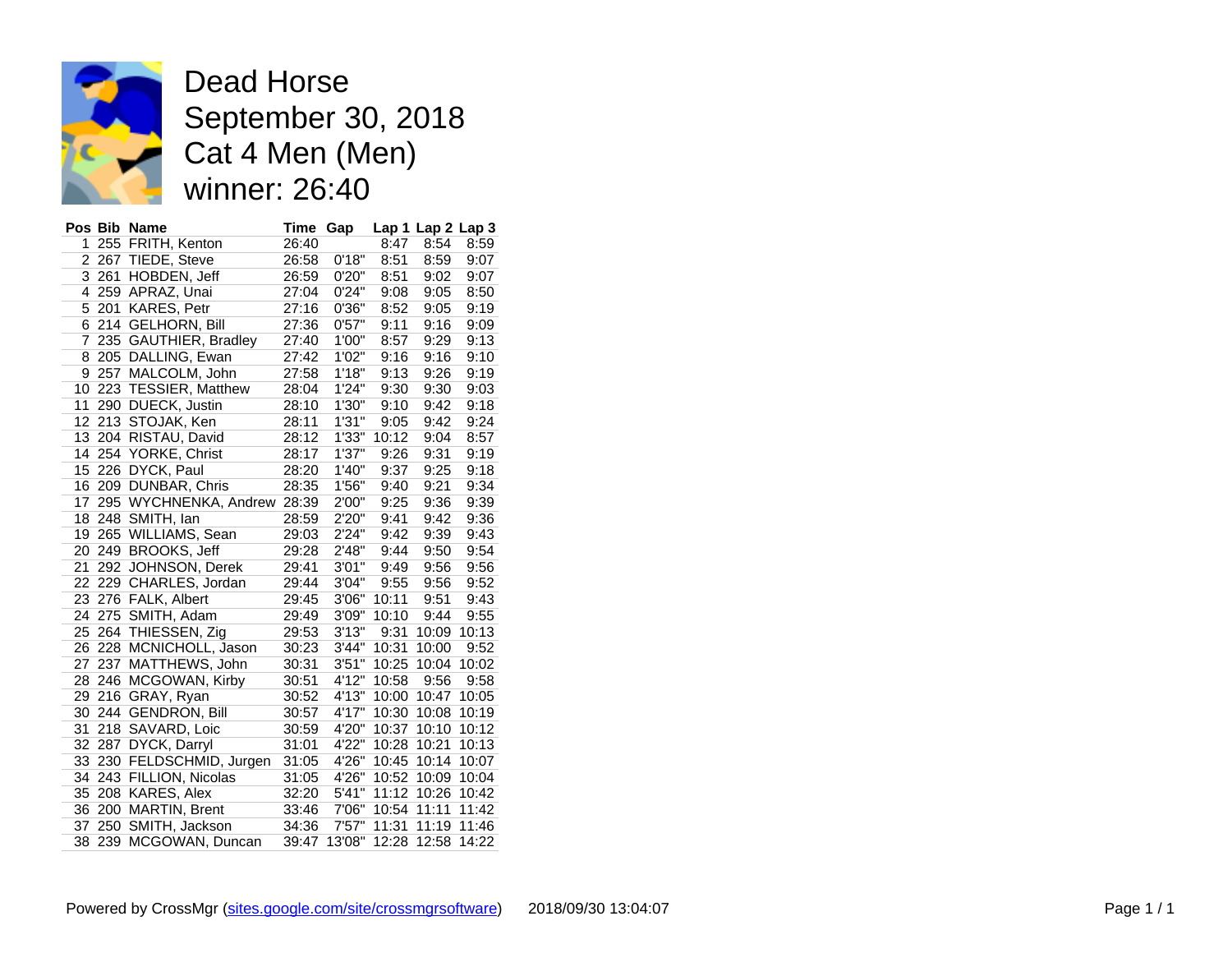# Dead Horse
# September 30, 2018
# Cat 4 Men (Men)
# winner: 26:40

| Pos | Bib | Name | Time | Gap | Lap 1 | Lap 2 | Lap 3 |
|---|---|---|---|---|---|---|---|
| 1 | 255 | FRITH, Kenton | 26:40 | | 8:47 | 8:54 | 8:59 |
| 2 | 267 | TIEDE, Steve | 26:58 | 0'18" | 8:51 | 8:59 | 9:07 |
| 3 | 261 | HOBDEN, Jeff | 26:59 | 0'20" | 8:51 | 9:02 | 9:07 |
| 4 | 259 | APRAZ, Unai | 27:04 | 0'24" | 9:08 | 9:05 | 8:50 |
| 5 | 201 | KARES, Petr | 27:16 | 0'36" | 8:52 | 9:05 | 9:19 |
| 6 | 214 | GELHORN, Bill | 27:36 | 0'57" | 9:11 | 9:16 | 9:09 |
| 7 | 235 | GAUTHIER, Bradley | 27:40 | 1'00" | 8:57 | 9:29 | 9:13 |
| 8 | 205 | DALLING, Ewan | 27:42 | 1'02" | 9:16 | 9:16 | 9:10 |
| 9 | 257 | MALCOLM, John | 27:58 | 1'18" | 9:13 | 9:26 | 9:19 |
| 10 | 223 | TESSIER, Matthew | 28:04 | 1'24" | 9:30 | 9:30 | 9:03 |
| 11 | 290 | DUECK, Justin | 28:10 | 1'30" | 9:10 | 9:42 | 9:18 |
| 12 | 213 | STOJAK, Ken | 28:11 | 1'31" | 9:05 | 9:42 | 9:24 |
| 13 | 204 | RISTAU, David | 28:12 | 1'33" | 10:12 | 9:04 | 8:57 |
| 14 | 254 | YORKE, Christ | 28:17 | 1'37" | 9:26 | 9:31 | 9:19 |
| 15 | 226 | DYCK, Paul | 28:20 | 1'40" | 9:37 | 9:25 | 9:18 |
| 16 | 209 | DUNBAR, Chris | 28:35 | 1'56" | 9:40 | 9:21 | 9:34 |
| 17 | 295 | WYCHNENKA, Andrew | 28:39 | 2'00" | 9:25 | 9:36 | 9:39 |
| 18 | 248 | SMITH, Ian | 28:59 | 2'20" | 9:41 | 9:42 | 9:36 |
| 19 | 265 | WILLIAMS, Sean | 29:03 | 2'24" | 9:42 | 9:39 | 9:43 |
| 20 | 249 | BROOKS, Jeff | 29:28 | 2'48" | 9:44 | 9:50 | 9:54 |
| 21 | 292 | JOHNSON, Derek | 29:41 | 3'01" | 9:49 | 9:56 | 9:56 |
| 22 | 229 | CHARLES, Jordan | 29:44 | 3'04" | 9:55 | 9:56 | 9:52 |
| 23 | 276 | FALK, Albert | 29:45 | 3'06" | 10:11 | 9:51 | 9:43 |
| 24 | 275 | SMITH, Adam | 29:49 | 3'09" | 10:10 | 9:44 | 9:55 |
| 25 | 264 | THIESSEN, Zig | 29:53 | 3'13" | 9:31 | 10:09 | 10:13 |
| 26 | 228 | MCNICHOLL, Jason | 30:23 | 3'44" | 10:31 | 10:00 | 9:52 |
| 27 | 237 | MATTHEWS, John | 30:31 | 3'51" | 10:25 | 10:04 | 10:02 |
| 28 | 246 | MCGOWAN, Kirby | 30:51 | 4'12" | 10:58 | 9:56 | 9:58 |
| 29 | 216 | GRAY, Ryan | 30:52 | 4'13" | 10:00 | 10:47 | 10:05 |
| 30 | 244 | GENDRON, Bill | 30:57 | 4'17" | 10:30 | 10:08 | 10:19 |
| 31 | 218 | SAVARD, Loic | 30:59 | 4'20" | 10:37 | 10:10 | 10:12 |
| 32 | 287 | DYCK, Darryl | 31:01 | 4'22" | 10:28 | 10:21 | 10:13 |
| 33 | 230 | FELDSCHMID, Jurgen | 31:05 | 4'26" | 10:45 | 10:14 | 10:07 |
| 34 | 243 | FILLION, Nicolas | 31:05 | 4'26" | 10:52 | 10:09 | 10:04 |
| 35 | 208 | KARES, Alex | 32:20 | 5'41" | 11:12 | 10:26 | 10:42 |
| 36 | 200 | MARTIN, Brent | 33:46 | 7'06" | 10:54 | 11:11 | 11:42 |
| 37 | 250 | SMITH, Jackson | 34:36 | 7'57" | 11:31 | 11:19 | 11:46 |
| 38 | 239 | MCGOWAN, Duncan | 39:47 | 13'08" | 12:28 | 12:58 | 14:22 |

Powered by CrossMgr (sites.google.com/site/crossmgrsoftware) 2018/09/30 13:04:07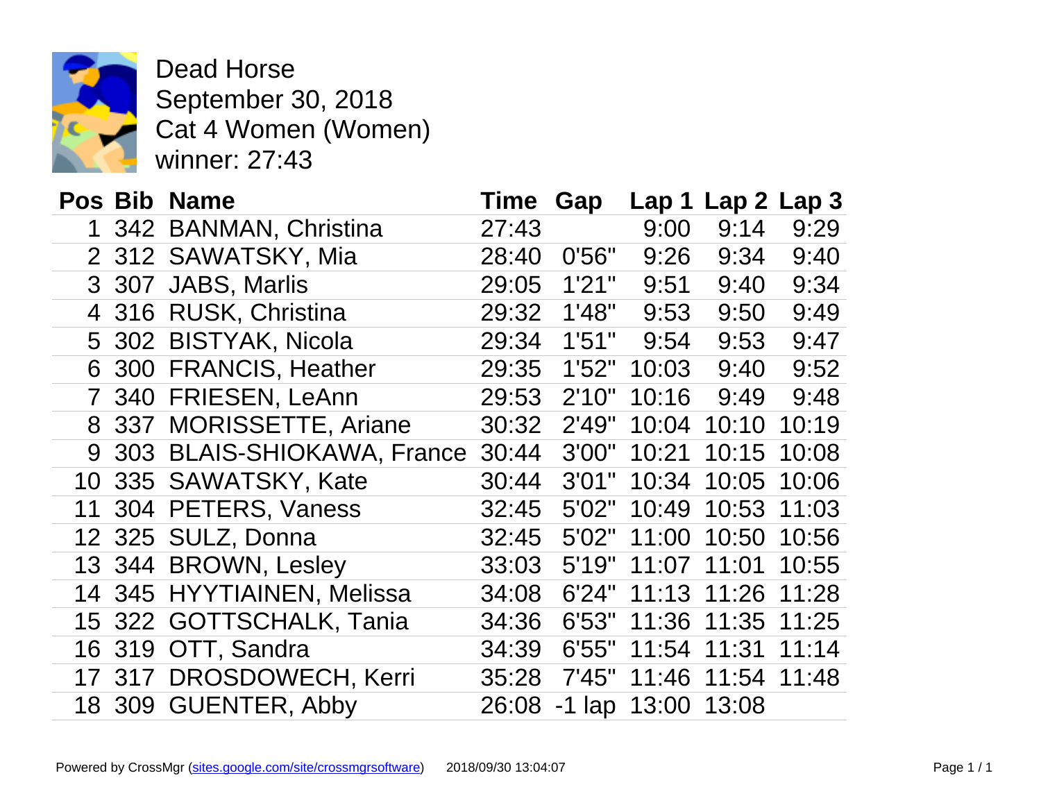Dead Horse
September 30, 2018
Cat 4 Women (Women)
winner: 27:43

| Pos | Bib | Name | Time | Gap | Lap 1 | Lap 2 | Lap 3 |
|---|---|---|---|---|---|---|---|
| 1 | 342 | BANMAN, Christina | 27:43 | | 9:00 | 9:14 | 9:29 |
| 2 | 312 | SAWATSKY, Mia | 28:40 | 0'56" | 9:26 | 9:34 | 9:40 |
| 3 | 307 | JABS, Marlis | 29:05 | 1'21" | 9:51 | 9:40 | 9:34 |
| 4 | 316 | RUSK, Christina | 29:32 | 1'48" | 9:53 | 9:50 | 9:49 |
| 5 | 302 | BISTYAK, Nicola | 29:34 | 1'51" | 9:54 | 9:53 | 9:47 |
| 6 | 300 | FRANCIS, Heather | 29:35 | 1'52" | 10:03 | 9:40 | 9:52 |
| 7 | 340 | FRIESEN, LeAnn | 29:53 | 2'10" | 10:16 | 9:49 | 9:48 |
| 8 | 337 | MORISSETTE, Ariane | 30:32 | 2'49" | 10:04 | 10:10 | 10:19 |
| 9 | 303 | BLAIS-SHIOKAWA, France | 30:44 | 3'00" | 10:21 | 10:15 | 10:08 |
| 10 | 335 | SAWATSKY, Kate | 30:44 | 3'01" | 10:34 | 10:05 | 10:06 |
| 11 | 304 | PETERS, Vaness | 32:45 | 5'02" | 10:49 | 10:53 | 11:03 |
| 12 | 325 | SULZ, Donna | 32:45 | 5'02" | 11:00 | 10:50 | 10:56 |
| 13 | 344 | BROWN, Lesley | 33:03 | 5'19" | 11:07 | 11:01 | 10:55 |
| 14 | 345 | HYYTIAINEN, Melissa | 34:08 | 6'24" | 11:13 | 11:26 | 11:28 |
| 15 | 322 | GOTTSCHALK, Tania | 34:36 | 6'53" | 11:36 | 11:35 | 11:25 |
| 16 | 319 | OTT, Sandra | 34:39 | 6'55" | 11:54 | 11:31 | 11:14 |
| 17 | 317 | DROSDOWECH, Kerri | 35:28 | 7'45" | 11:46 | 11:54 | 11:48 |
| 18 | 309 | GUENTER, Abby | 26:08 | -1 lap | 13:00 | 13:08 | |

Powered by CrossMgr (sites.google.com/site/crossmgrsoftware) 2018/09/30 13:04:07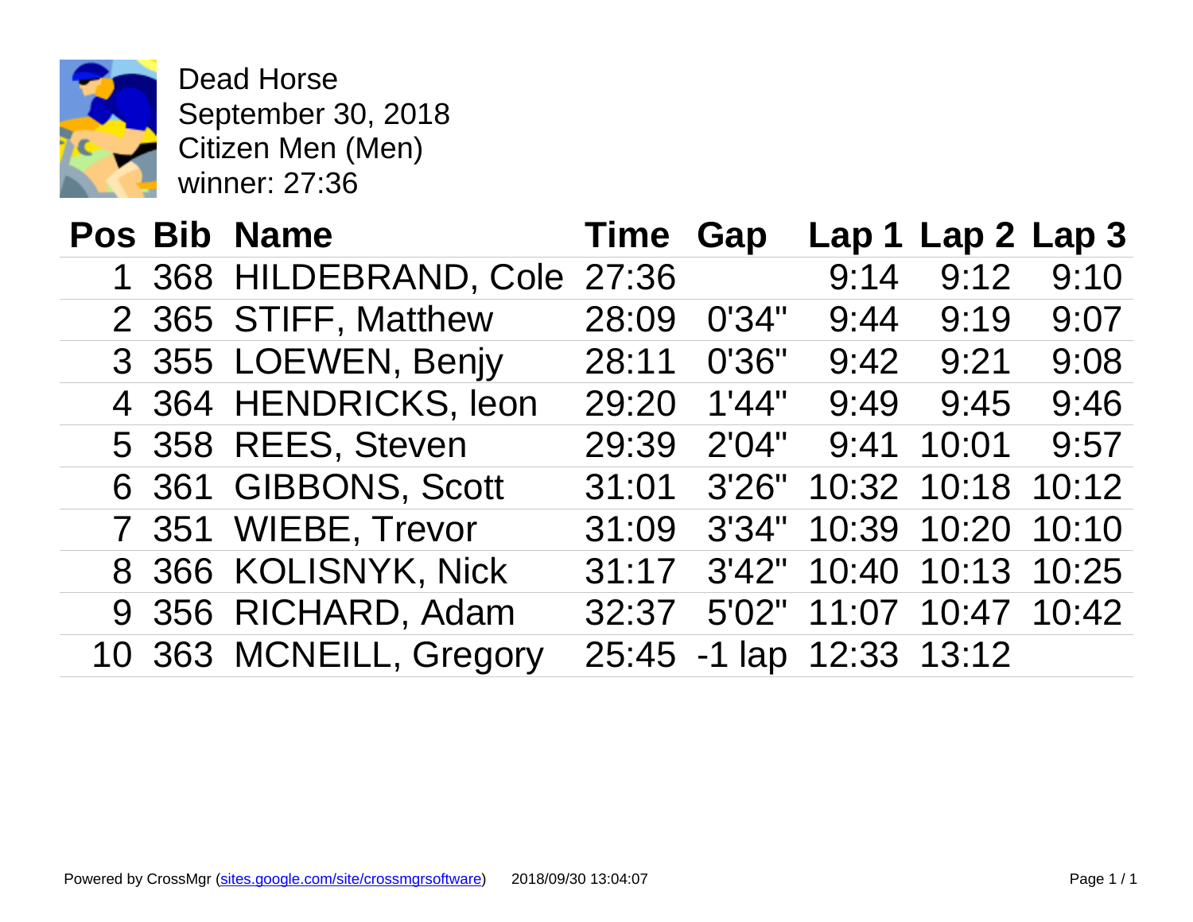Dead Horse
September 30, 2018
Citizen Men (Men)
winner: 27:36

| Pos | Bib | Name | Time | Gap | Lap 1 | Lap 2 | Lap 3 |
|---|---|---|---|---|---|---|---|
| 1 | 368 | HILDEBRAND, Cole | 27:36 | | 9:14 | 9:12 | 9:10 |
| 2 | 365 | STIFF, Matthew | 28:09 | 0'34" | 9:44 | 9:19 | 9:07 |
| 3 | 355 | LOEWEN, Benjy | 28:11 | 0'36" | 9:42 | 9:21 | 9:08 |
| 4 | 364 | HENDRICKS, leon | 29:20 | 1'44" | 9:49 | 9:45 | 9:46 |
| 5 | 358 | REES, Steven | 29:39 | 2'04" | 9:41 | 10:01 | 9:57 |
| 6 | 361 | GIBBONS, Scott | 31:01 | 3'26" | 10:32 | 10:18 | 10:12 |
| 7 | 351 | WIEBE, Trevor | 31:09 | 3'34" | 10:39 | 10:20 | 10:10 |
| 8 | 366 | KOLISNYK, Nick | 31:17 | 3'42" | 10:40 | 10:13 | 10:25 |
| 9 | 356 | RICHARD, Adam | 32:37 | 5'02" | 11:07 | 10:47 | 10:42 |
| 10 | 363 | MCNEILL, Gregory | 25:45 | -1 lap | 12:33 | 13:12 | |

Powered by CrossMgr (sites.google.com/site/crossmgrsoftware) 2018/09/30 13:04:07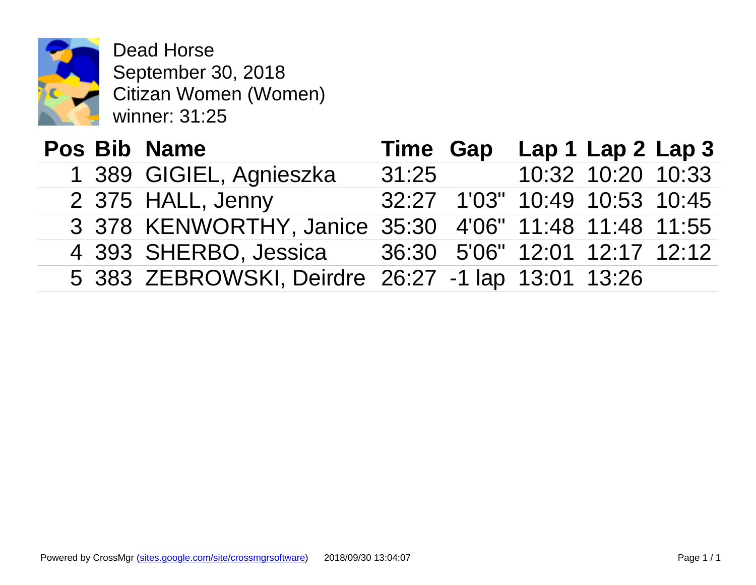Dead Horse
September 30, 2018
Citizan Women (Women)
winner: 31:25

| Pos | Bib | Name | Time | Gap | Lap 1 | Lap 2 | Lap 3 |
|---|---|---|---|---|---|---|---|
| 1 | 389 | GIGIEL, Agnieszka | 31:25 | | 10:32 | 10:20 | 10:33 |
| 2 | 375 | HALL, Jenny | 32:27 | 1'03" | 10:49 | 10:53 | 10:45 |
| 3 | 378 | KENWORTHY, Janice | 35:30 | 4'06" | 11:48 | 11:48 | 11:55 |
| 4 | 393 | SHERBO, Jessica | 36:30 | 5'06" | 12:01 | 12:17 | 12:12 |
| 5 | 383 | ZEBROWSKI, Deirdre | 26:27 | -1 lap | 13:01 | 13:26 | |

Powered by CrossMgr (sites.google.com/site/crossmgrsoftware) 2018/09/30 13:04:07